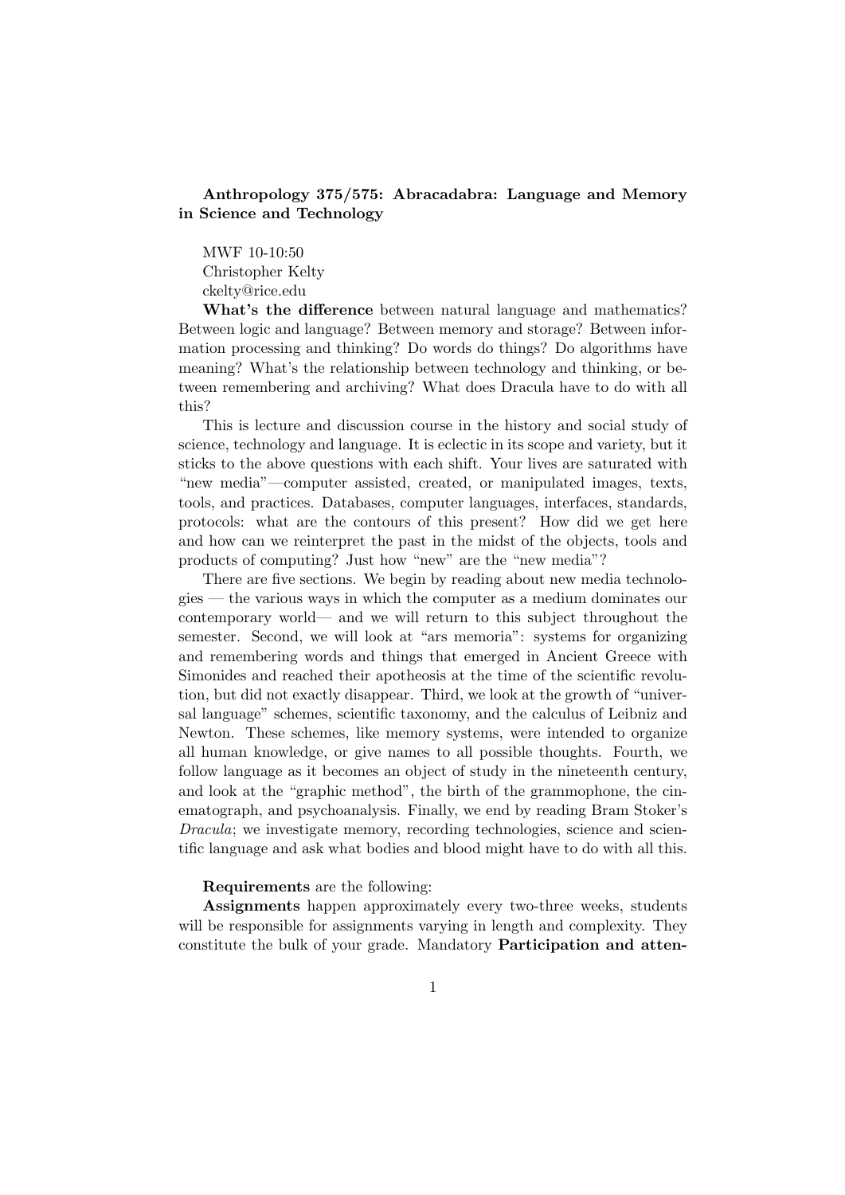# Anthropology 375/575: Abracadabra: Language and Memory in Science and Technology

MWF 10-10:50
Christopher Kelty
ckelty@rice.edu

**What's the difference** between natural language and mathematics? Between logic and language? Between memory and storage? Between information processing and thinking? Do words do things? Do algorithms have meaning? What's the relationship between technology and thinking, or between remembering and archiving? What does Dracula have to do with all this?

This is lecture and discussion course in the history and social study of science, technology and language. It is eclectic in its scope and variety, but it sticks to the above questions with each shift. Your lives are saturated with "new media"—computer assisted, created, or manipulated images, texts, tools, and practices. Databases, computer languages, interfaces, standards, protocols: what are the contours of this present? How did we get here and how can we reinterpret the past in the midst of the objects, tools and products of computing? Just how "new" are the "new media"?

There are five sections. We begin by reading about new media technologies — the various ways in which the computer as a medium dominates our contemporary world— and we will return to this subject throughout the semester. Second, we will look at "ars memoria": systems for organizing and remembering words and things that emerged in Ancient Greece with Simonides and reached their apotheosis at the time of the scientific revolution, but did not exactly disappear. Third, we look at the growth of "universal language" schemes, scientific taxonomy, and the calculus of Leibniz and Newton. These schemes, like memory systems, were intended to organize all human knowledge, or give names to all possible thoughts. Fourth, we follow language as it becomes an object of study in the nineteenth century, and look at the "graphic method", the birth of the grammophone, the cinematograph, and psychoanalysis. Finally, we end by reading Bram Stoker's *Dracula*; we investigate memory, recording technologies, science and scientific language and ask what bodies and blood might have to do with all this.

**Requirements** are the following:

**Assignments** happen approximately every two-three weeks, students will be responsible for assignments varying in length and complexity. They constitute the bulk of your grade. Mandatory **Participation and atten-**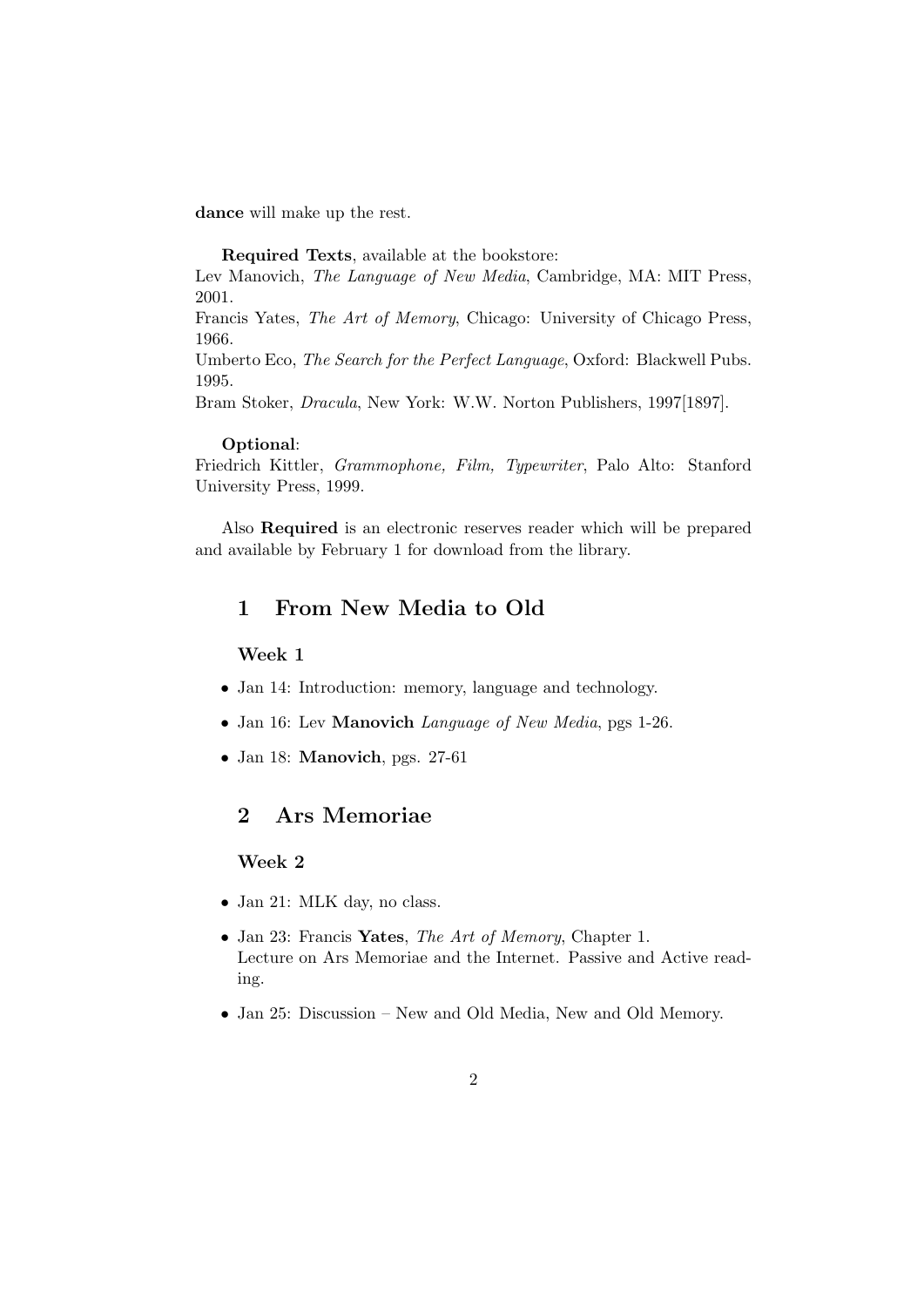**dance** will make up the rest.

**Required Texts**, available at the bookstore:
Lev Manovich, *The Language of New Media*, Cambridge, MA: MIT Press, 2001.
Francis Yates, *The Art of Memory*, Chicago: University of Chicago Press, 1966.
Umberto Eco, *The Search for the Perfect Language*, Oxford: Blackwell Pubs. 1995.
Bram Stoker, *Dracula*, New York: W.W. Norton Publishers, 1997[1897].

**Optional**:
Friedrich Kittler, *Grammophone, Film, Typewriter*, Palo Alto: Stanford University Press, 1999.

Also **Required** is an electronic reserves reader which will be prepared and available by February 1 for download from the library.

## 1 From New Media to Old

### Week 1

- Jan 14: Introduction: memory, language and technology.
- Jan 16: Lev **Manovich** *Language of New Media*, pgs 1-26.
- Jan 18: **Manovich**, pgs. 27-61

## 2 Ars Memoriae

### Week 2

- Jan 21: MLK day, no class.
- Jan 23: Francis **Yates**, *The Art of Memory*, Chapter 1.
  Lecture on Ars Memoriae and the Internet. Passive and Active reading.
- Jan 25: Discussion – New and Old Media, New and Old Memory.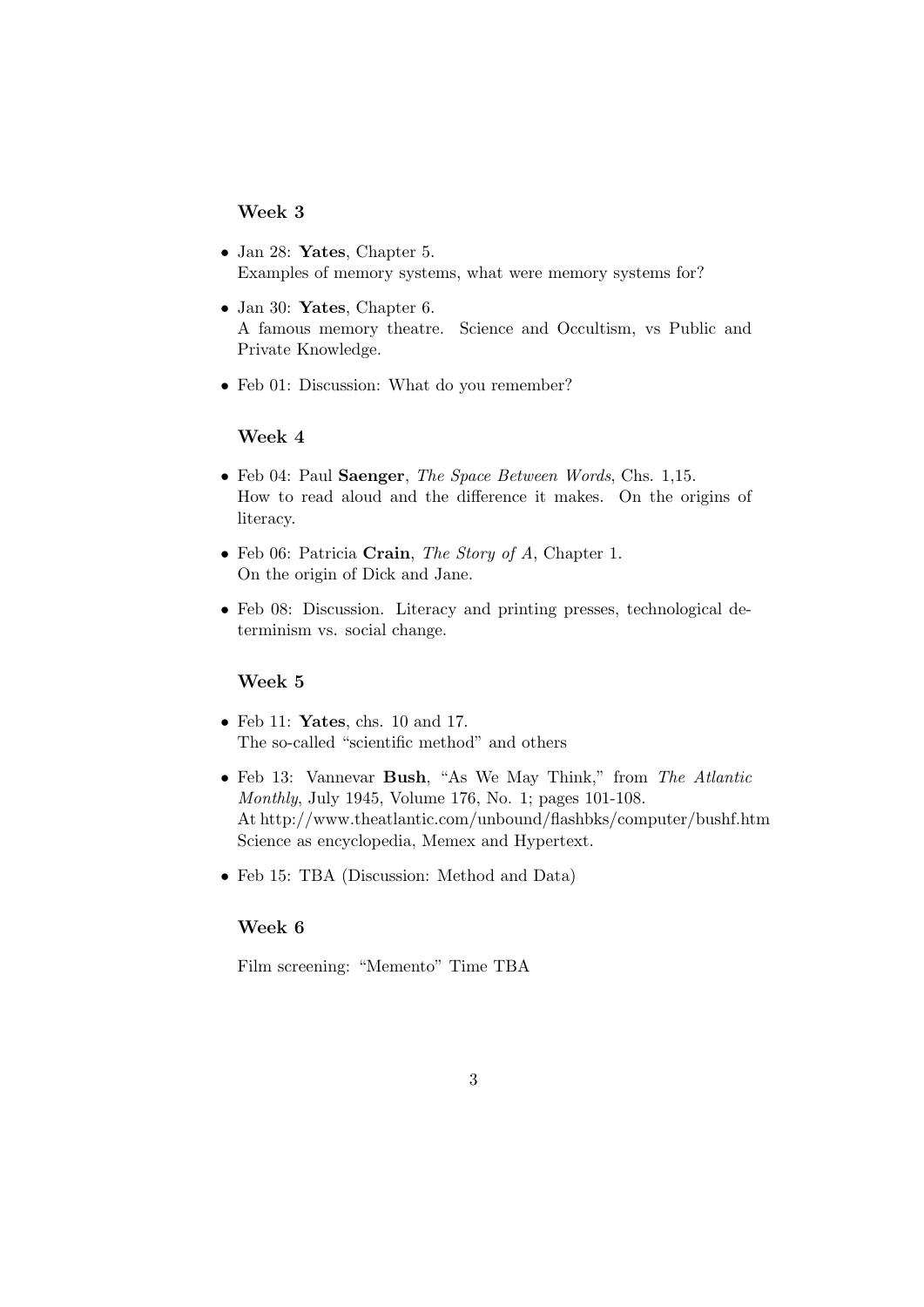### Week 3

- Jan 28: **Yates**, Chapter 5.
  Examples of memory systems, what were memory systems for?

- Jan 30: **Yates**, Chapter 6.
  A famous memory theatre. Science and Occultism, vs Public and Private Knowledge.

- Feb 01: Discussion: What do you remember?

### Week 4

- Feb 04: Paul **Saenger**, *The Space Between Words*, Chs. 1,15.
  How to read aloud and the difference it makes. On the origins of literacy.

- Feb 06: Patricia **Crain**, *The Story of A*, Chapter 1.
  On the origin of Dick and Jane.

- Feb 08: Discussion. Literacy and printing presses, technological determinism vs. social change.

### Week 5

- Feb 11: **Yates**, chs. 10 and 17.
  The so-called "scientific method" and others

- Feb 13: Vannevar **Bush**, "As We May Think," from *The Atlantic Monthly*, July 1945, Volume 176, No. 1; pages 101-108.
  At http://www.theatlantic.com/unbound/flashbks/computer/bushf.htm
  Science as encyclopedia, Memex and Hypertext.

- Feb 15: TBA (Discussion: Method and Data)

### Week 6

Film screening: "Memento" Time TBA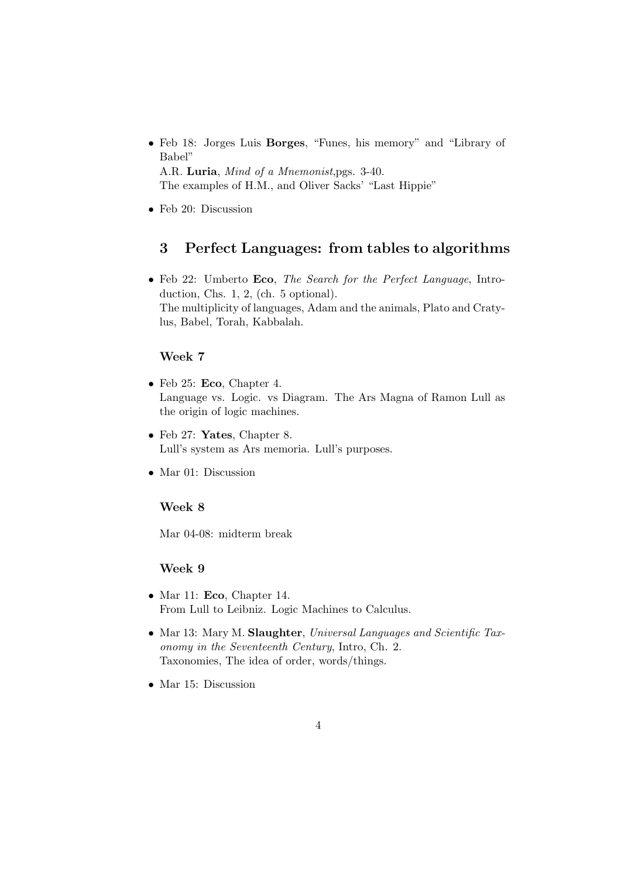- Feb 18: Jorges Luis **Borges**, "Funes, his memory" and "Library of Babel"
  A.R. **Luria**, *Mind of a Mnemonist*,pgs. 3-40.
  The examples of H.M., and Oliver Sacks' "Last Hippie"
- Feb 20: Discussion

## 3 Perfect Languages: from tables to algorithms

- Feb 22: Umberto **Eco**, *The Search for the Perfect Language*, Introduction, Chs. 1, 2, (ch. 5 optional).
  The multiplicity of languages, Adam and the animals, Plato and Cratylus, Babel, Torah, Kabbalah.

### Week 7

- Feb 25: **Eco**, Chapter 4.
  Language vs. Logic. vs Diagram. The Ars Magna of Ramon Lull as the origin of logic machines.
- Feb 27: **Yates**, Chapter 8.
  Lull's system as Ars memoria. Lull's purposes.
- Mar 01: Discussion

### Week 8

Mar 04-08: midterm break

### Week 9

- Mar 11: **Eco**, Chapter 14.
  From Lull to Leibniz. Logic Machines to Calculus.
- Mar 13: Mary M. **Slaughter**, *Universal Languages and Scientific Taxonomy in the Seventeenth Century*, Intro, Ch. 2.
  Taxonomies, The idea of order, words/things.
- Mar 15: Discussion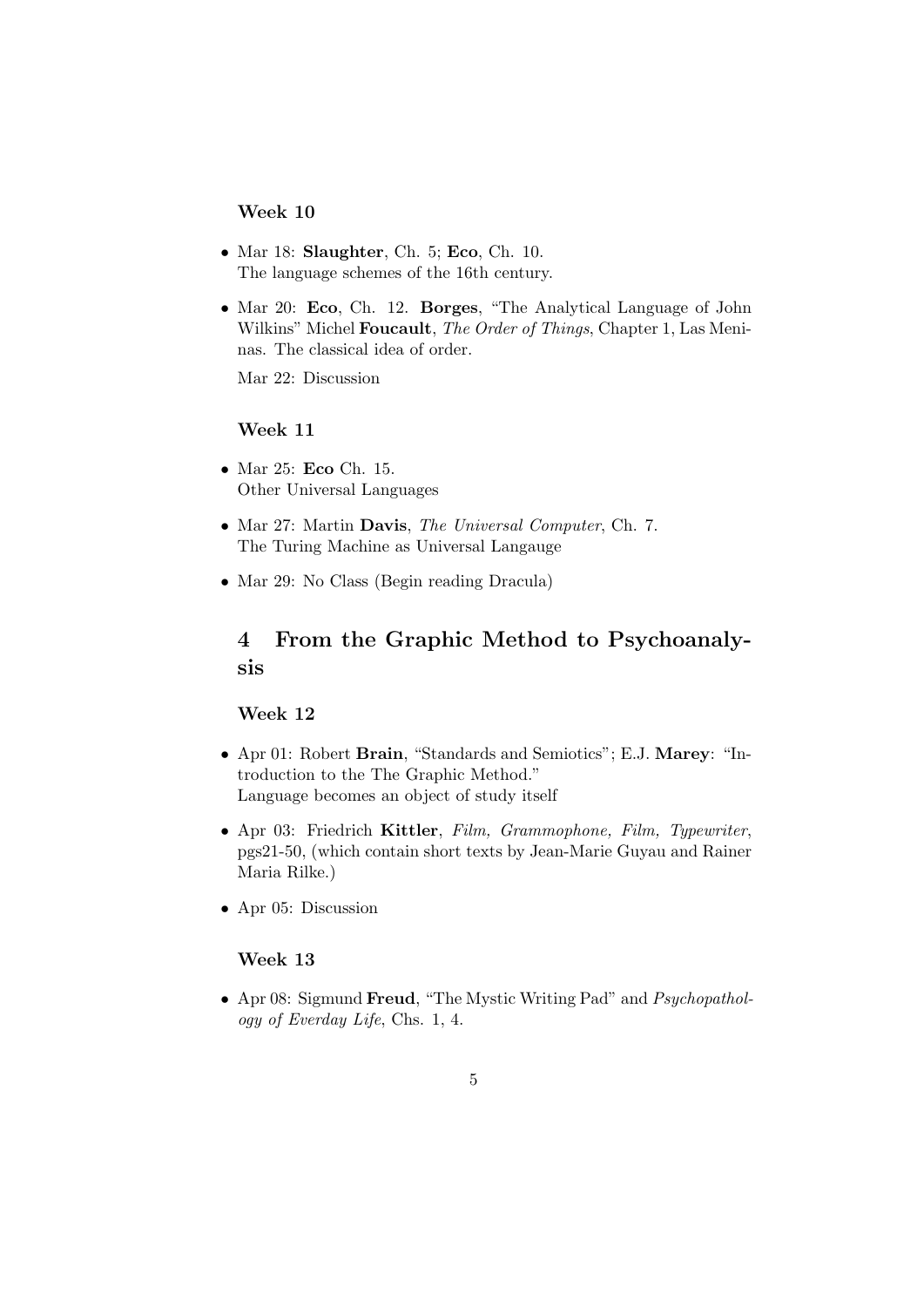### Week 10

- Mar 18: **Slaughter**, Ch. 5; **Eco**, Ch. 10.
  The language schemes of the 16th century.
- Mar 20: **Eco**, Ch. 12. **Borges**, "The Analytical Language of John Wilkins" Michel **Foucault**, *The Order of Things*, Chapter 1, Las Meninas. The classical idea of order.

  Mar 22: Discussion

### Week 11

- Mar 25: **Eco** Ch. 15.
  Other Universal Languages
- Mar 27: Martin **Davis**, *The Universal Computer*, Ch. 7.
  The Turing Machine as Universal Langauge
- Mar 29: No Class (Begin reading Dracula)

## 4 From the Graphic Method to Psychoanalysis

### Week 12

- Apr 01: Robert **Brain**, "Standards and Semiotics"; E.J. **Marey**: "Introduction to the The Graphic Method."
  Language becomes an object of study itself
- Apr 03: Friedrich **Kittler**, *Film, Grammophone, Film, Typewriter*, pgs21-50, (which contain short texts by Jean-Marie Guyau and Rainer Maria Rilke.)
- Apr 05: Discussion

### Week 13

- Apr 08: Sigmund **Freud**, "The Mystic Writing Pad" and *Psychopathology of Everday Life*, Chs. 1, 4.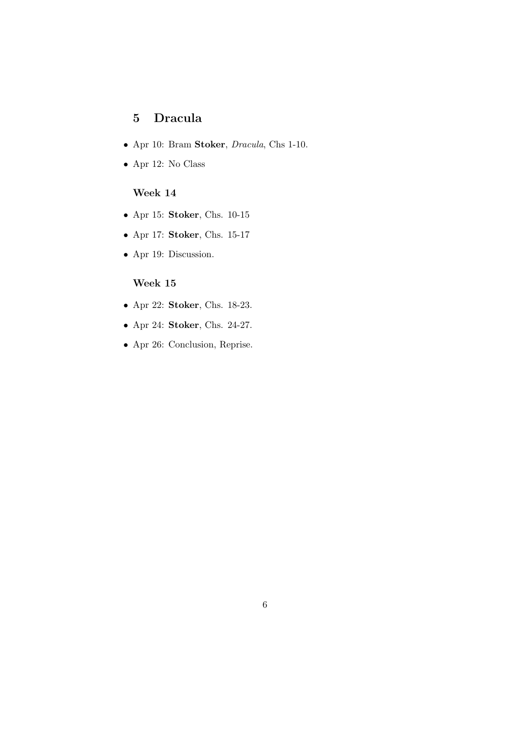## 5 Dracula

- Apr 10: Bram **Stoker**, *Dracula*, Chs 1-10.
- Apr 12: No Class

### Week 14

- Apr 15: **Stoker**, Chs. 10-15
- Apr 17: **Stoker**, Chs. 15-17
- Apr 19: Discussion.

### Week 15

- Apr 22: **Stoker**, Chs. 18-23.
- Apr 24: **Stoker**, Chs. 24-27.
- Apr 26: Conclusion, Reprise.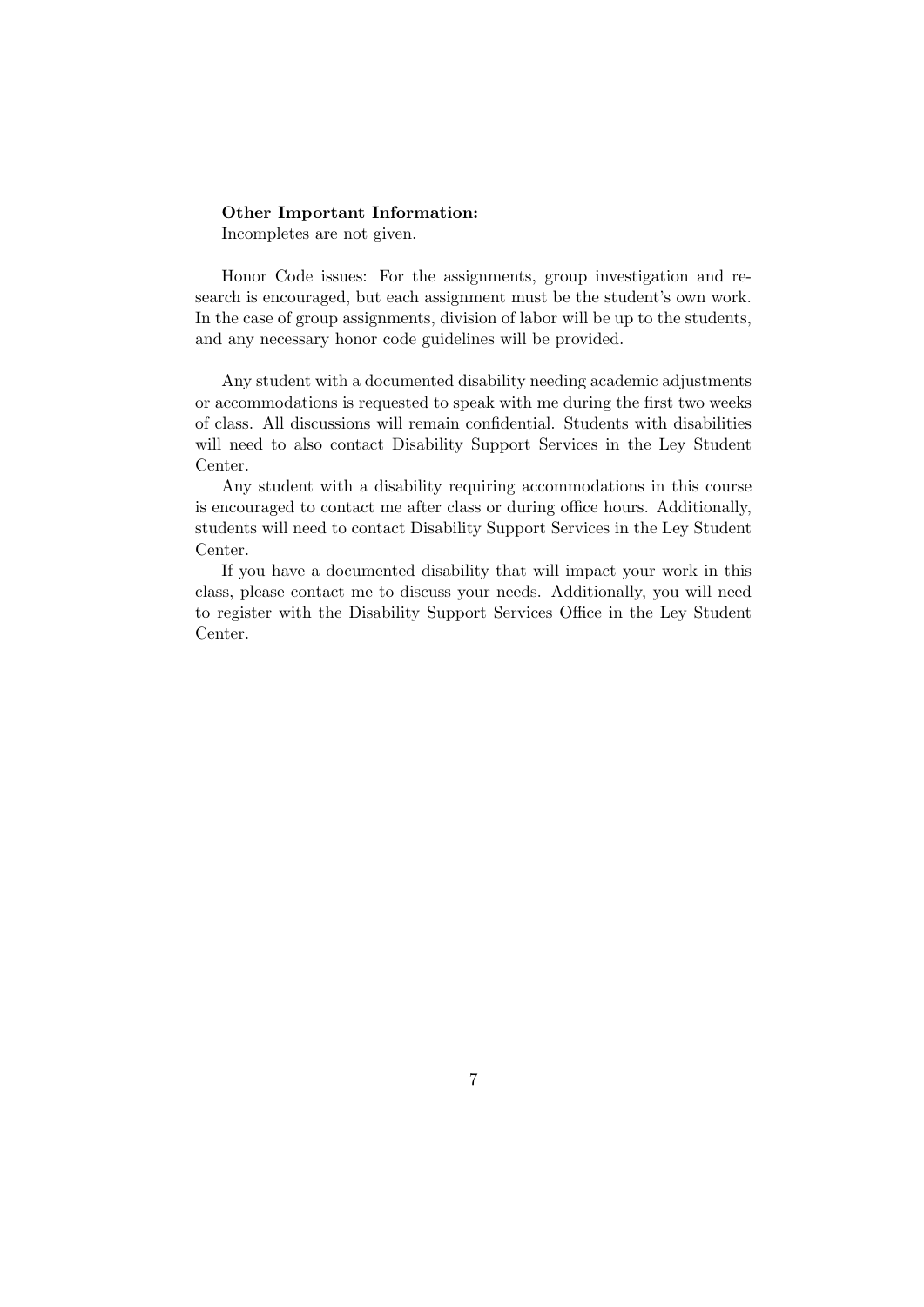**Other Important Information:**
Incompletes are not given.

Honor Code issues: For the assignments, group investigation and research is encouraged, but each assignment must be the student's own work. In the case of group assignments, division of labor will be up to the students, and any necessary honor code guidelines will be provided.

Any student with a documented disability needing academic adjustments or accommodations is requested to speak with me during the first two weeks of class. All discussions will remain confidential. Students with disabilities will need to also contact Disability Support Services in the Ley Student Center.

Any student with a disability requiring accommodations in this course is encouraged to contact me after class or during office hours. Additionally, students will need to contact Disability Support Services in the Ley Student Center.

If you have a documented disability that will impact your work in this class, please contact me to discuss your needs. Additionally, you will need to register with the Disability Support Services Office in the Ley Student Center.